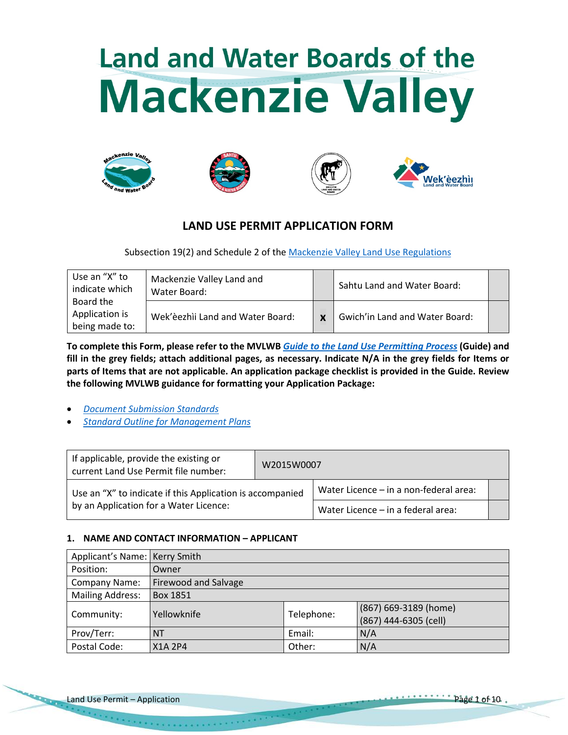# Land and Water Boards of the Mackenzie Valley

## LAND USE PERMIT APPLICATION FORM

Subsection 19(2) and Schedule 2 of the Mackenzie Valley Land Use Regulations

| Use an "X" to indicate which Board the Application is being made to: | Mackenzie Valley Land and Water Board: | | Sahtu Land and Water Board: | |
|---|---|---|---|---|
| | Wek'èezhìi Land and Water Board: | X | Gwich'in Land and Water Board: | |

**To complete this Form, please refer to the MVLWB *Guide to the Land Use Permitting Process* (Guide) and fill in the grey fields; attach additional pages, as necessary. Indicate N/A in the grey fields for Items or parts of Items that are not applicable. An application package checklist is provided in the Guide. Review the following MVLWB guidance for formatting your Application Package:**

- *Document Submission Standards*
- *Standard Outline for Management Plans*

| If applicable, provide the existing or current Land Use Permit file number: | W2015W0007 | |
|---|---|---|
| Use an "X" to indicate if this Application is accompanied by an Application for a Water Licence: | Water Licence – in a non-federal area: | |
| | Water Licence – in a federal area: | |

### 1. NAME AND CONTACT INFORMATION – APPLICANT

| Applicant's Name: | Kerry Smith | | |
|---|---|---|---|
| Position: | Owner | | |
| Company Name: | Firewood and Salvage | | |
| Mailing Address: | Box 1851 | | |
| Community: | Yellowknife | Telephone: | (867) 669-3189 (home) (867) 444-6305 (cell) |
| Prov/Terr: | NT | Email: | N/A |
| Postal Code: | X1A 2P4 | Other: | N/A |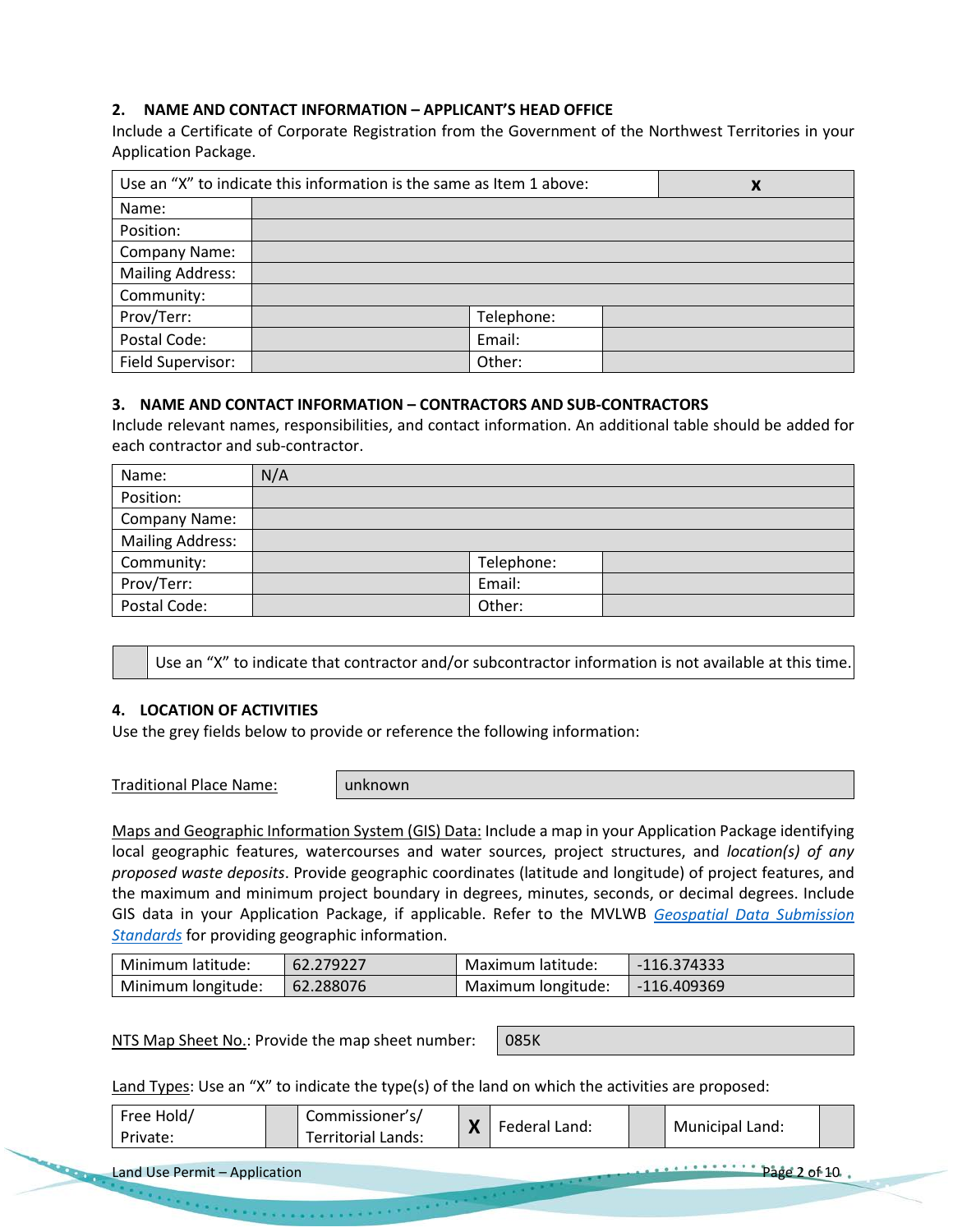## 2. NAME AND CONTACT INFORMATION – APPLICANT'S HEAD OFFICE

Include a Certificate of Corporate Registration from the Government of the Northwest Territories in your Application Package.

| Use an "X" to indicate this information is the same as Item 1 above: | | | X |
|---|---|---|---|
| Name: | | | |
| Position: | | | |
| Company Name: | | | |
| Mailing Address: | | | |
| Community: | | | |
| Prov/Terr: | | Telephone: | |
| Postal Code: | | Email: | |
| Field Supervisor: | | Other: | |

## 3. NAME AND CONTACT INFORMATION – CONTRACTORS AND SUB-CONTRACTORS

Include relevant names, responsibilities, and contact information. An additional table should be added for each contractor and sub-contractor.

| Name: | N/A | | |
|---|---|---|---|
| Position: | | | |
| Company Name: | | | |
| Mailing Address: | | | |
| Community: | | Telephone: | |
| Prov/Terr: | | Email: | |
| Postal Code: | | Other: | |

| | Use an "X" to indicate that contractor and/or subcontractor information is not available at this time. |
|---|---|

## 4. LOCATION OF ACTIVITIES

Use the grey fields below to provide or reference the following information:

Traditional Place Name: unknown

Maps and Geographic Information System (GIS) Data: Include a map in your Application Package identifying local geographic features, watercourses and water sources, project structures, and *location(s) of any proposed waste deposits*. Provide geographic coordinates (latitude and longitude) of project features, and the maximum and minimum project boundary in degrees, minutes, seconds, or decimal degrees. Include GIS data in your Application Package, if applicable. Refer to the MVLWB *Geospatial Data Submission Standards* for providing geographic information.

| Minimum latitude: | 62.279227 | Maximum latitude: | -116.374333 |
|---|---|---|---|
| Minimum longitude: | 62.288076 | Maximum longitude: | -116.409369 |

NTS Map Sheet No.: Provide the map sheet number: 085K

Land Types: Use an "X" to indicate the type(s) of the land on which the activities are proposed:

| Free Hold/ Private: | | Commissioner's/ Territorial Lands: | X | Federal Land: | | Municipal Land: | |
|---|---|---|---|---|---|---|---|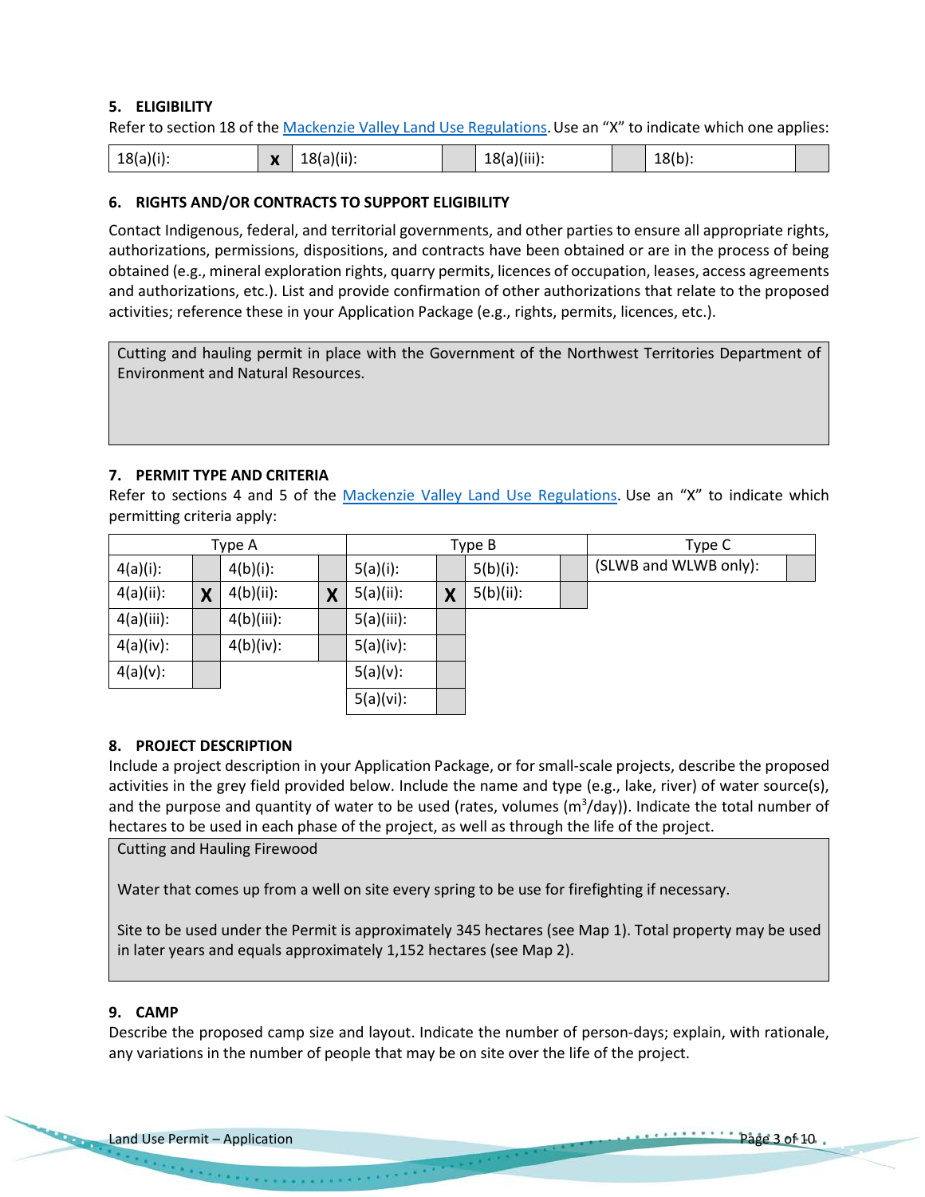### 5. ELIGIBILITY

Refer to section 18 of the Mackenzie Valley Land Use Regulations. Use an "X" to indicate which one applies:

| 18(a)(i): | X | 18(a)(ii): | | 18(a)(iii): | | 18(b): | |
|---|---|---|---|---|---|---|---|

### 6. RIGHTS AND/OR CONTRACTS TO SUPPORT ELIGIBILITY

Contact Indigenous, federal, and territorial governments, and other parties to ensure all appropriate rights, authorizations, permissions, dispositions, and contracts have been obtained or are in the process of being obtained (e.g., mineral exploration rights, quarry permits, licences of occupation, leases, access agreements and authorizations, etc.). List and provide confirmation of other authorizations that relate to the proposed activities; reference these in your Application Package (e.g., rights, permits, licences, etc.).

Cutting and hauling permit in place with the Government of the Northwest Territories Department of Environment and Natural Resources.

### 7. PERMIT TYPE AND CRITERIA

Refer to sections 4 and 5 of the Mackenzie Valley Land Use Regulations. Use an "X" to indicate which permitting criteria apply:

| Type A | | | | Type B | | | | Type C | |
|---|---|---|---|---|---|---|---|---|---|
| 4(a)(i): | | 4(b)(i): | | 5(a)(i): | | 5(b)(i): | | (SLWB and WLWB only): | |
| 4(a)(ii): | X | 4(b)(ii): | X | 5(a)(ii): | X | 5(b)(ii): | | | |
| 4(a)(iii): | | 4(b)(iii): | | 5(a)(iii): | | | | | |
| 4(a)(iv): | | 4(b)(iv): | | 5(a)(iv): | | | | | |
| 4(a)(v): | | | | 5(a)(v): | | | | | |
| | | | | 5(a)(vi): | | | | | |

### 8. PROJECT DESCRIPTION

Include a project description in your Application Package, or for small-scale projects, describe the proposed activities in the grey field provided below. Include the name and type (e.g., lake, river) of water source(s), and the purpose and quantity of water to be used (rates, volumes ($m^3$/day)). Indicate the total number of hectares to be used in each phase of the project, as well as through the life of the project.

Cutting and Hauling Firewood

Water that comes up from a well on site every spring to be use for firefighting if necessary.

Site to be used under the Permit is approximately 345 hectares (see Map 1). Total property may be used in later years and equals approximately 1,152 hectares (see Map 2).

### 9. CAMP

Describe the proposed camp size and layout. Indicate the number of person-days; explain, with rationale, any variations in the number of people that may be on site over the life of the project.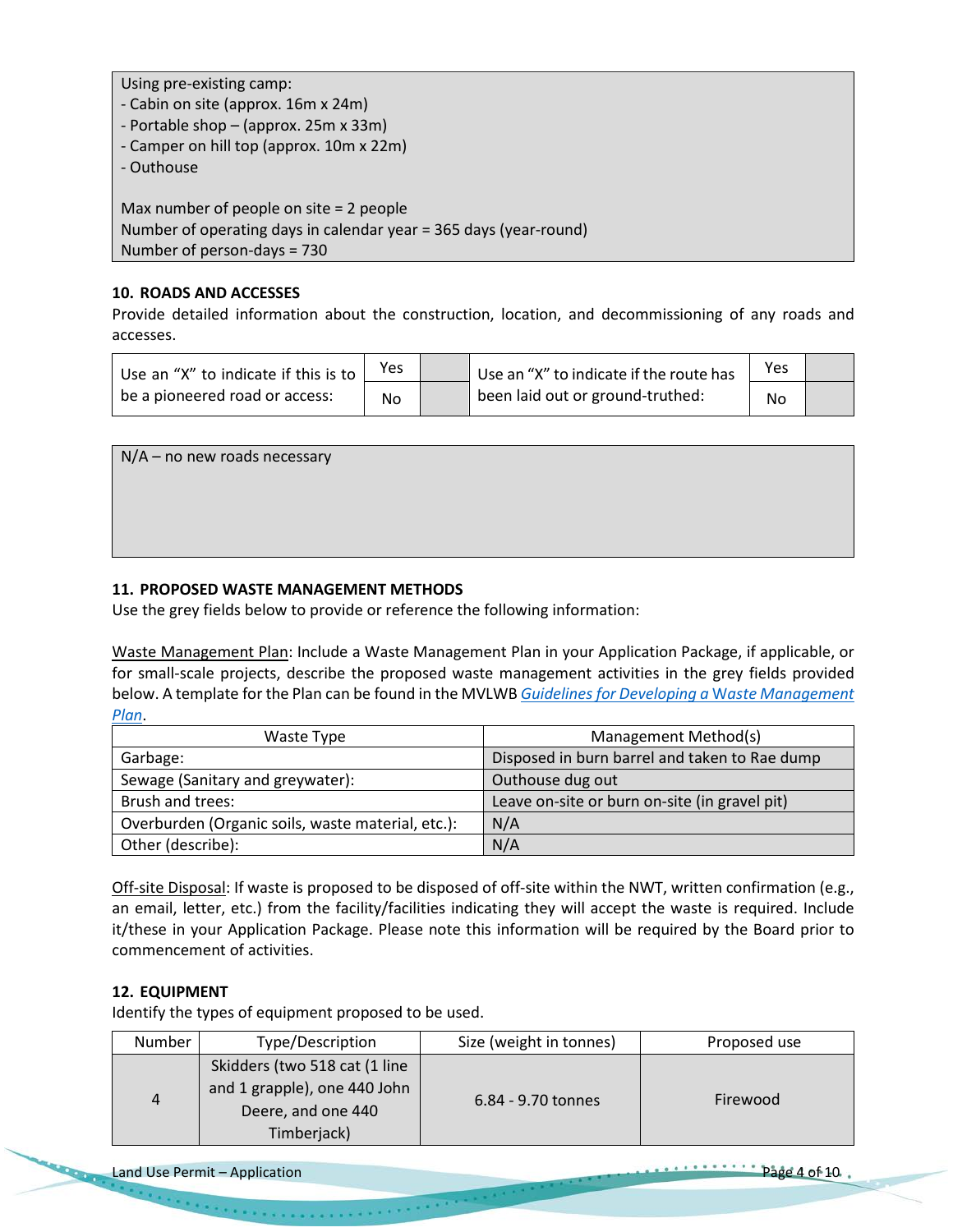Using pre-existing camp:
- Cabin on site (approx. 16m x 24m)
- Portable shop – (approx. 25m x 33m)
- Camper on hill top (approx. 10m x 22m)
- Outhouse

Max number of people on site = 2 people
Number of operating days in calendar year = 365 days (year-round)
Number of person-days = 730

**10. ROADS AND ACCESSES**

Provide detailed information about the construction, location, and decommissioning of any roads and accesses.

| Use an "X" to indicate if this is to be a pioneered road or access: | Yes | | Use an "X" to indicate if the route has been laid out or ground-truthed: | Yes | |
|---|---|---|---|---|---|
| | No | | | No | |

N/A – no new roads necessary

**11. PROPOSED WASTE MANAGEMENT METHODS**

Use the grey fields below to provide or reference the following information:

Waste Management Plan: Include a Waste Management Plan in your Application Package, if applicable, or for small-scale projects, describe the proposed waste management activities in the grey fields provided below. A template for the Plan can be found in the MVLWB *Guidelines for Developing a Waste Management Plan*.

| Waste Type | Management Method(s) |
|---|---|
| Garbage: | Disposed in burn barrel and taken to Rae dump |
| Sewage (Sanitary and greywater): | Outhouse dug out |
| Brush and trees: | Leave on-site or burn on-site (in gravel pit) |
| Overburden (Organic soils, waste material, etc.): | N/A |
| Other (describe): | N/A |

Off-site Disposal: If waste is proposed to be disposed of off-site within the NWT, written confirmation (e.g., an email, letter, etc.) from the facility/facilities indicating they will accept the waste is required. Include it/these in your Application Package. Please note this information will be required by the Board prior to commencement of activities.

**12. EQUIPMENT**

Identify the types of equipment proposed to be used.

| Number | Type/Description | Size (weight in tonnes) | Proposed use |
|---|---|---|---|
| 4 | Skidders (two 518 cat (1 line and 1 grapple), one 440 John Deere, and one 440 Timberjack) | 6.84 - 9.70 tonnes | Firewood |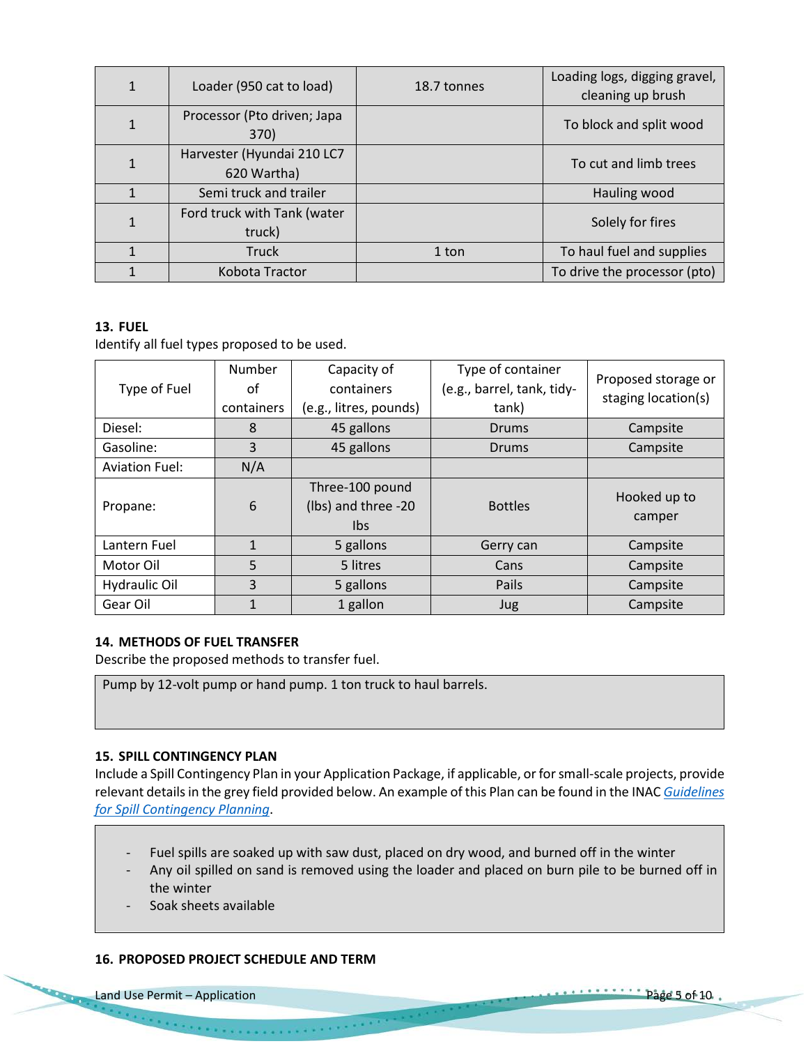| 1 | Loader (950 cat to load) | 18.7 tonnes | Loading logs, digging gravel, cleaning up brush |
|---|---|---|---|
| 1 | Processor (Pto driven; Japa 370) | | To block and split wood |
| 1 | Harvester (Hyundai 210 LC7 620 Wartha) | | To cut and limb trees |
| 1 | Semi truck and trailer | | Hauling wood |
| 1 | Ford truck with Tank (water truck) | | Solely for fires |
| 1 | Truck | 1 ton | To haul fuel and supplies |
| 1 | Kobota Tractor | | To drive the processor (pto) |

**13. FUEL**

Identify all fuel types proposed to be used.

| Type of Fuel | Number of containers | Capacity of containers (e.g., litres, pounds) | Type of container (e.g., barrel, tank, tidy-tank) | Proposed storage or staging location(s) |
|---|---|---|---|---|
| Diesel: | 8 | 45 gallons | Drums | Campsite |
| Gasoline: | 3 | 45 gallons | Drums | Campsite |
| Aviation Fuel: | N/A | | | |
| Propane: | 6 | Three-100 pound (lbs) and three -20 lbs | Bottles | Hooked up to camper |
| Lantern Fuel | 1 | 5 gallons | Gerry can | Campsite |
| Motor Oil | 5 | 5 litres | Cans | Campsite |
| Hydraulic Oil | 3 | 5 gallons | Pails | Campsite |
| Gear Oil | 1 | 1 gallon | Jug | Campsite |

**14. METHODS OF FUEL TRANSFER**

Describe the proposed methods to transfer fuel.

Pump by 12-volt pump or hand pump. 1 ton truck to haul barrels.

**15. SPILL CONTINGENCY PLAN**

Include a Spill Contingency Plan in your Application Package, if applicable, or for small-scale projects, provide relevant details in the grey field provided below. An example of this Plan can be found in the INAC *Guidelines for Spill Contingency Planning*.

- Fuel spills are soaked up with saw dust, placed on dry wood, and burned off in the winter
- Any oil spilled on sand is removed using the loader and placed on burn pile to be burned off in the winter
- Soak sheets available

**16. PROPOSED PROJECT SCHEDULE AND TERM**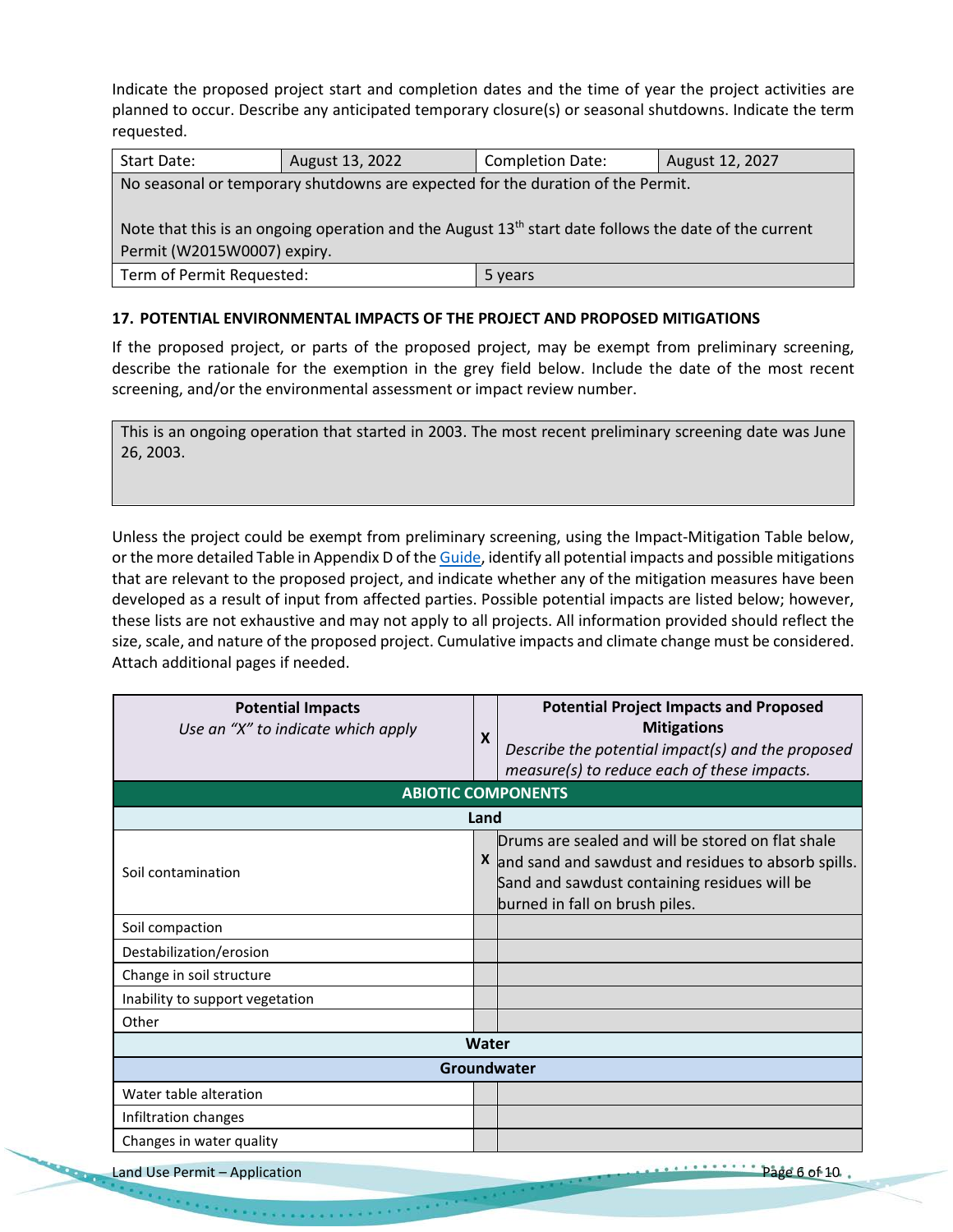Indicate the proposed project start and completion dates and the time of year the project activities are planned to occur. Describe any anticipated temporary closure(s) or seasonal shutdowns. Indicate the term requested.

| Start Date: | August 13, 2022 | Completion Date: | August 12, 2027 |
|---|---|---|---|
| No seasonal or temporary shutdowns are expected for the duration of the Permit.<br><br>Note that this is an ongoing operation and the August 13th start date follows the date of the current Permit (W2015W0007) expiry. | | | |
| Term of Permit Requested: | | 5 years | |

### 17. POTENTIAL ENVIRONMENTAL IMPACTS OF THE PROJECT AND PROPOSED MITIGATIONS

If the proposed project, or parts of the proposed project, may be exempt from preliminary screening, describe the rationale for the exemption in the grey field below. Include the date of the most recent screening, and/or the environmental assessment or impact review number.

| This is an ongoing operation that started in 2003. The most recent preliminary screening date was June 26, 2003. |
|---|

Unless the project could be exempt from preliminary screening, using the Impact-Mitigation Table below, or the more detailed Table in Appendix D of the Guide, identify all potential impacts and possible mitigations that are relevant to the proposed project, and indicate whether any of the mitigation measures have been developed as a result of input from affected parties. Possible potential impacts are listed below; however, these lists are not exhaustive and may not apply to all projects. All information provided should reflect the size, scale, and nature of the proposed project. Cumulative impacts and climate change must be considered. Attach additional pages if needed.

| **Potential Impacts**<br>*Use an "X" to indicate which apply* | **X** | **Potential Project Impacts and Proposed Mitigations**<br>*Describe the potential impact(s) and the proposed measure(s) to reduce each of these impacts.* |
|---|---|---|
| **ABIOTIC COMPONENTS** | | |
| **Land** | | |
| Soil contamination | X | Drums are sealed and will be stored on flat shale and sand and sawdust and residues to absorb spills. Sand and sawdust containing residues will be burned in fall on brush piles. |
| Soil compaction | | |
| Destabilization/erosion | | |
| Change in soil structure | | |
| Inability to support vegetation | | |
| Other | | |
| **Water** | | |
| **Groundwater** | | |
| Water table alteration | | |
| Infiltration changes | | |
| Changes in water quality | | |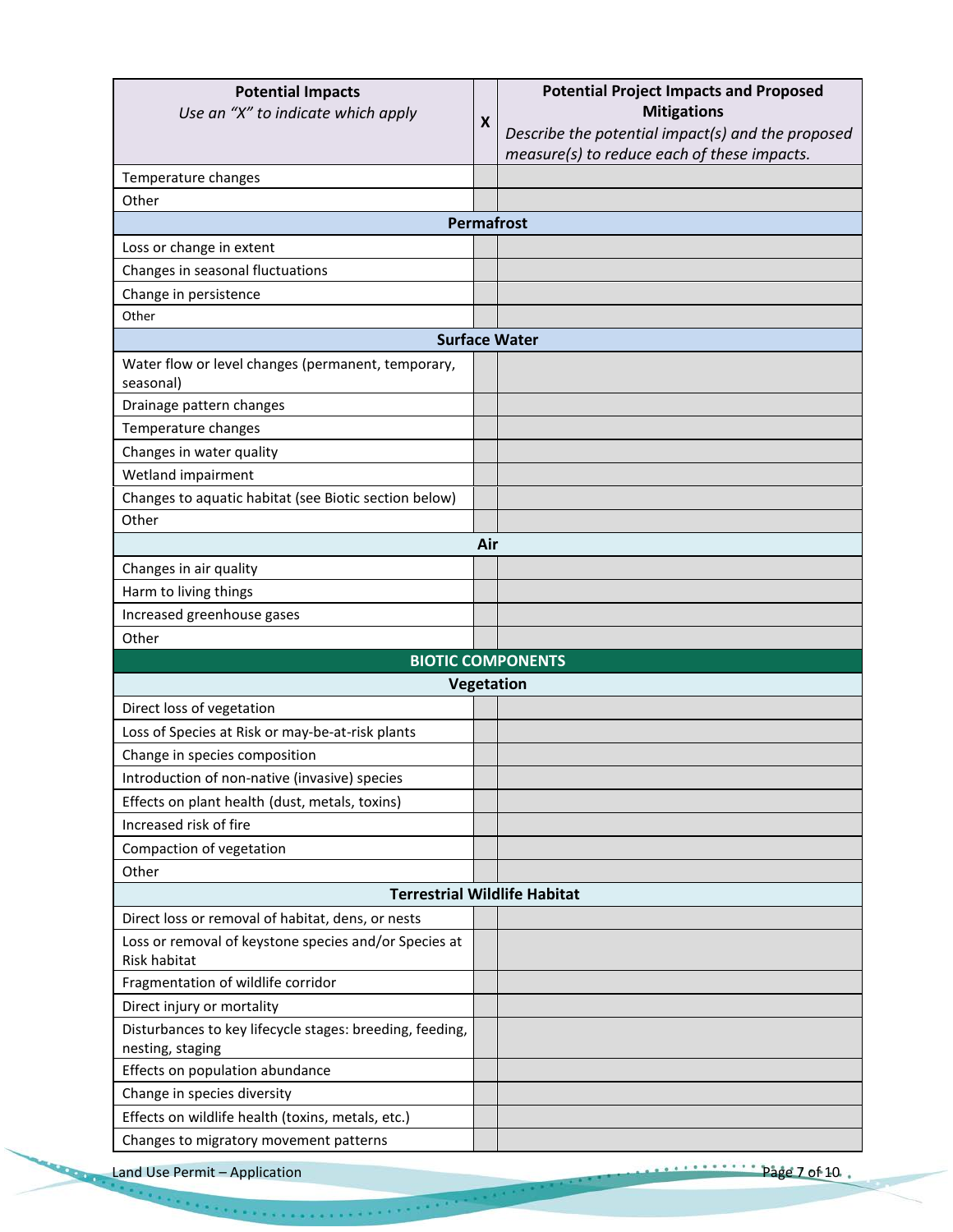| **Potential Impacts** *Use an "X" to indicate which apply* | **X** | **Potential Project Impacts and Proposed Mitigations** *Describe the potential impact(s) and the proposed measure(s) to reduce each of these impacts.* |
|---|---|---|
| Temperature changes | | |
| Other | | |
| **Permafrost** | | |
| Loss or change in extent | | |
| Changes in seasonal fluctuations | | |
| Change in persistence | | |
| Other | | |
| **Surface Water** | | |
| Water flow or level changes (permanent, temporary, seasonal) | | |
| Drainage pattern changes | | |
| Temperature changes | | |
| Changes in water quality | | |
| Wetland impairment | | |
| Changes to aquatic habitat (see Biotic section below) | | |
| Other | | |
| **Air** | | |
| Changes in air quality | | |
| Harm to living things | | |
| Increased greenhouse gases | | |
| Other | | |
| **BIOTIC COMPONENTS** | | |
| **Vegetation** | | |
| Direct loss of vegetation | | |
| Loss of Species at Risk or may-be-at-risk plants | | |
| Change in species composition | | |
| Introduction of non-native (invasive) species | | |
| Effects on plant health (dust, metals, toxins) | | |
| Increased risk of fire | | |
| Compaction of vegetation | | |
| Other | | |
| **Terrestrial Wildlife Habitat** | | |
| Direct loss or removal of habitat, dens, or nests | | |
| Loss or removal of keystone species and/or Species at Risk habitat | | |
| Fragmentation of wildlife corridor | | |
| Direct injury or mortality | | |
| Disturbances to key lifecycle stages: breeding, feeding, nesting, staging | | |
| Effects on population abundance | | |
| Change in species diversity | | |
| Effects on wildlife health (toxins, metals, etc.) | | |
| Changes to migratory movement patterns | | |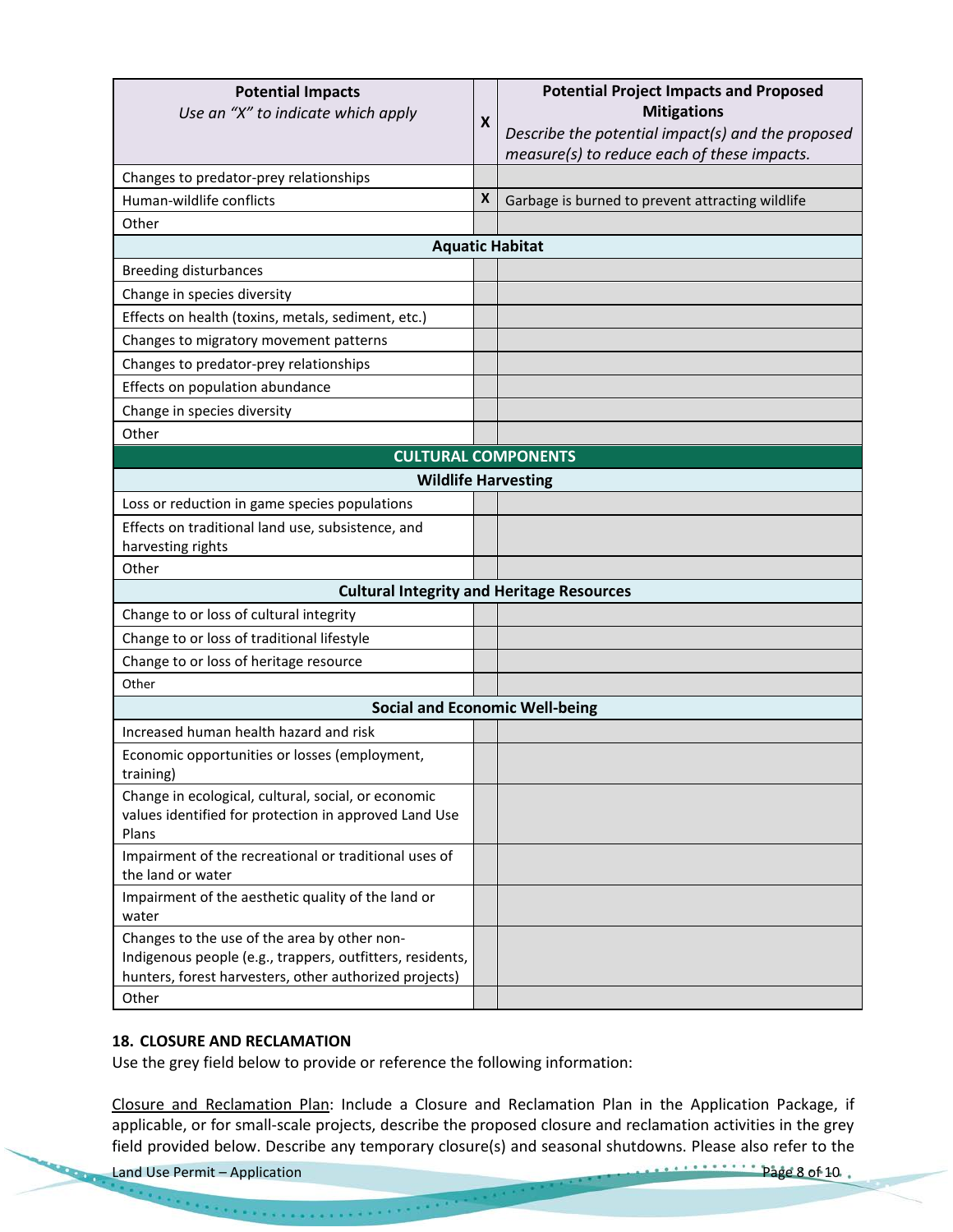| Potential Impacts *Use an "X" to indicate which apply* | X | Potential Project Impacts and Proposed Mitigations *Describe the potential impact(s) and the proposed measure(s) to reduce each of these impacts.* |
|---|---|---|
| Changes to predator-prey relationships | | |
| Human-wildlife conflicts | X | Garbage is burned to prevent attracting wildlife |
| Other | | |
| **Aquatic Habitat** | | |
| Breeding disturbances | | |
| Change in species diversity | | |
| Effects on health (toxins, metals, sediment, etc.) | | |
| Changes to migratory movement patterns | | |
| Changes to predator-prey relationships | | |
| Effects on population abundance | | |
| Change in species diversity | | |
| Other | | |
| **CULTURAL COMPONENTS** | | |
| **Wildlife Harvesting** | | |
| Loss or reduction in game species populations | | |
| Effects on traditional land use, subsistence, and harvesting rights | | |
| Other | | |
| **Cultural Integrity and Heritage Resources** | | |
| Change to or loss of cultural integrity | | |
| Change to or loss of traditional lifestyle | | |
| Change to or loss of heritage resource | | |
| Other | | |
| **Social and Economic Well-being** | | |
| Increased human health hazard and risk | | |
| Economic opportunities or losses (employment, training) | | |
| Change in ecological, cultural, social, or economic values identified for protection in approved Land Use Plans | | |
| Impairment of the recreational or traditional uses of the land or water | | |
| Impairment of the aesthetic quality of the land or water | | |
| Changes to the use of the area by other non-Indigenous people (e.g., trappers, outfitters, residents, hunters, forest harvesters, other authorized projects) | | |
| Other | | |

## 18. CLOSURE AND RECLAMATION

Use the grey field below to provide or reference the following information:

Closure and Reclamation Plan: Include a Closure and Reclamation Plan in the Application Package, if applicable, or for small-scale projects, describe the proposed closure and reclamation activities in the grey field provided below. Describe any temporary closure(s) and seasonal shutdowns. Please also refer to the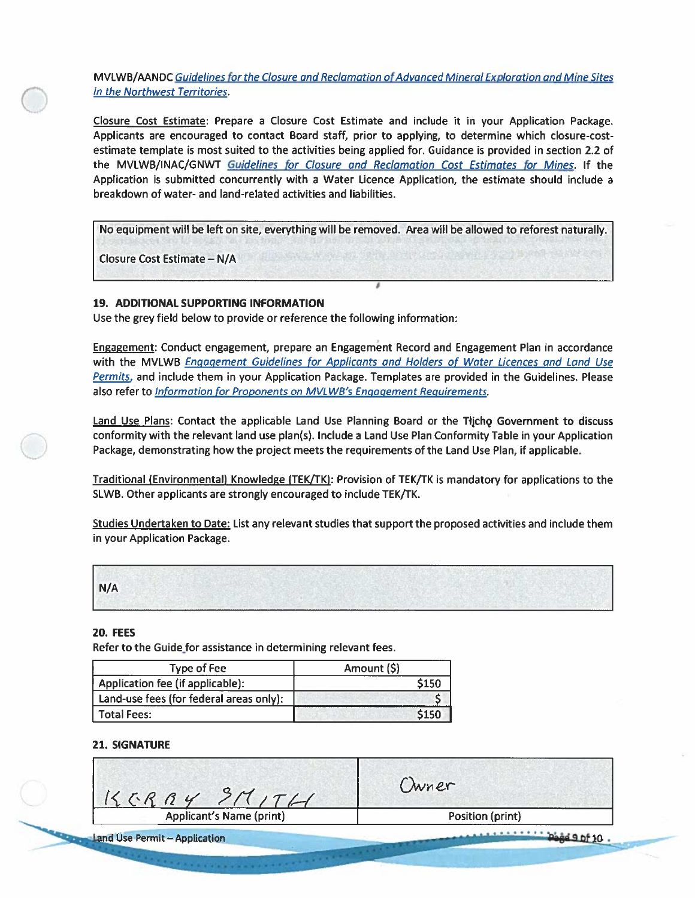MVLWB/AANDC *Guidelines for the Closure and Reclamation of Advanced Mineral Exploration and Mine Sites in the Northwest Territories*.

Closure Cost Estimate: Prepare a Closure Cost Estimate and include it in your Application Package. Applicants are encouraged to contact Board staff, prior to applying, to determine which closure-cost-estimate template is most suited to the activities being applied for. Guidance is provided in section 2.2 of the MVLWB/INAC/GNWT *Guidelines for Closure and Reclamation Cost Estimates for Mines*. If the Application is submitted concurrently with a Water Licence Application, the estimate should include a breakdown of water- and land-related activities and liabilities.

| No equipment will be left on site, everything will be removed. Area will be allowed to reforest naturally.<br><br>Closure Cost Estimate – N/A |
|---|

## 19. ADDITIONAL SUPPORTING INFORMATION

Use the grey field below to provide or reference the following information:

Engagement: Conduct engagement, prepare an Engagement Record and Engagement Plan in accordance with the MVLWB *Engagement Guidelines for Applicants and Holders of Water Licences and Land Use Permits*, and include them in your Application Package. Templates are provided in the Guidelines. Please also refer to *Information for Proponents on MVLWB's Engagement Requirements*.

Land Use Plans: Contact the applicable Land Use Planning Board or the Tłı̨chǫ Government to discuss conformity with the relevant land use plan(s). Include a Land Use Plan Conformity Table in your Application Package, demonstrating how the project meets the requirements of the Land Use Plan, if applicable.

Traditional (Environmental) Knowledge (TEK/TK): Provision of TEK/TK is mandatory for applications to the SLWB. Other applicants are strongly encouraged to include TEK/TK.

Studies Undertaken to Date: List any relevant studies that support the proposed activities and include them in your Application Package.

| N/A |
|---|

## 20. FEES

Refer to the Guide for assistance in determining relevant fees.

| Type of Fee | Amount ($) |
|---|---|
| Application fee (if applicable): | $150 |
| Land-use fees (for federal areas only): | $ |
| Total Fees: | $150 |

## 21. SIGNATURE

| KERRY SMITH | Owner |
|---|---|
| Applicant's Name (print) | Position (print) |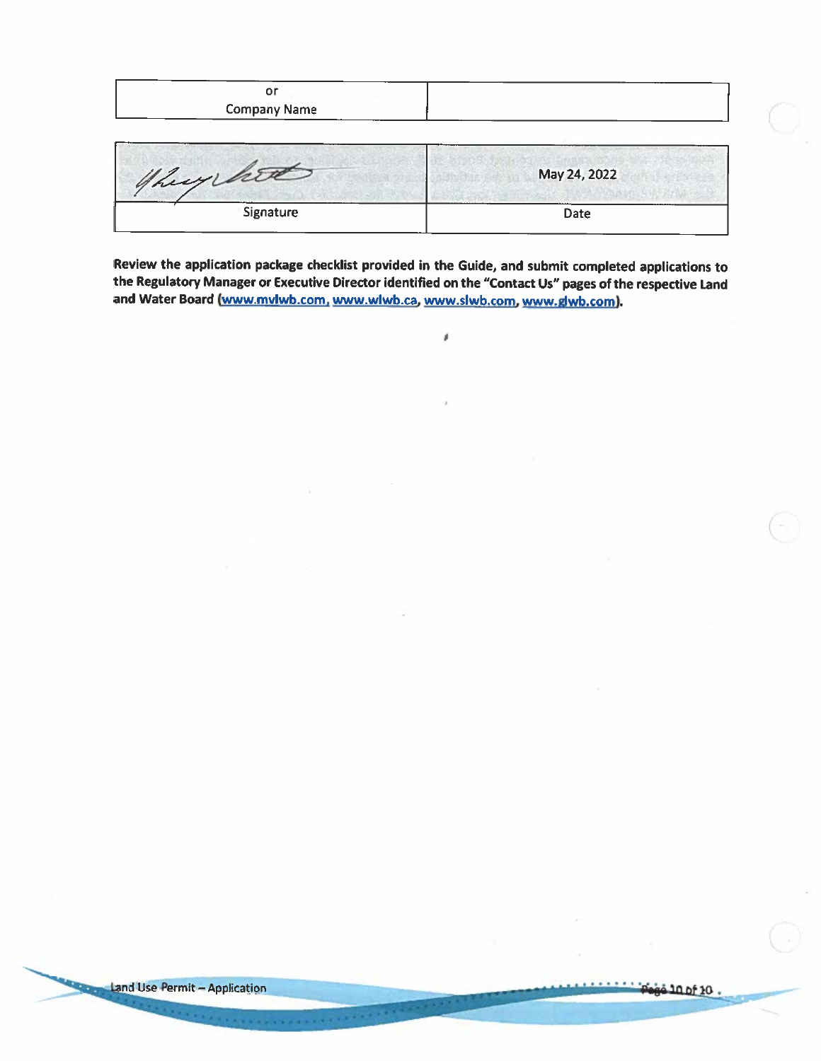| or<br>Company Name | |
|---|---|

| *(signature)* | May 24, 2022 |
|---|---|
| Signature | Date |

**Review the application package checklist provided in the Guide, and submit completed applications to the Regulatory Manager or Executive Director identified on the "Contact Us" pages of the respective Land and Water Board (www.mvlwb.com, www.wlwb.ca, www.slwb.com, www.glwb.com).**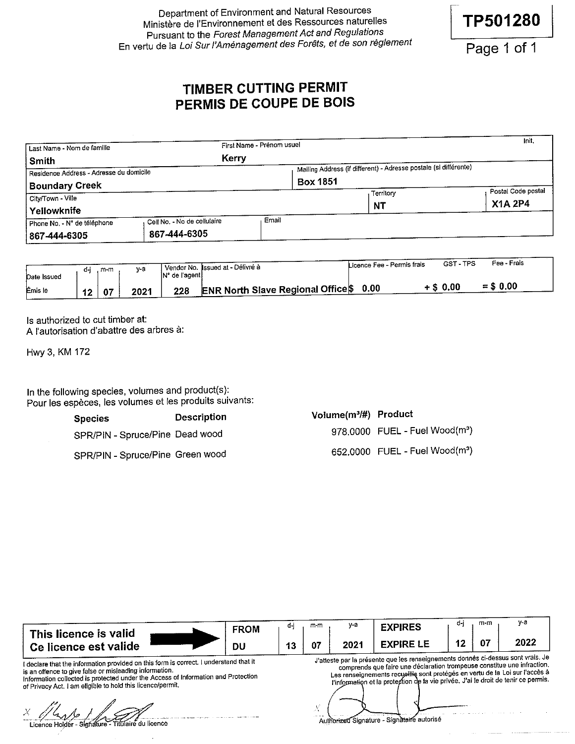Department of Environment and Natural Resources
Ministère de l'Environnement et des Ressources naturelles
Pursuant to the *Forest Management Act and Regulations*
En vertu de la *Loi Sur l'Aménagement des Forêts, et de son règlement*

**TP501280**

# TIMBER CUTTING PERMIT
# PERMIS DE COUPE DE BOIS

| Last Name - Nom de famille | First Name - Prénom usuel | Init. |
|---|---|---|
| **Smith** | **Kerry** | |

| Residence Address - Adresse du domicile | Mailing Address (if different) - Adresse postale (si différente) |
|---|---|
| **Boundary Creek** | **Box 1851** |

| City/Town - Ville | Territory | Postal Code postal |
|---|---|---|
| **Yellowknife** | **NT** | **X1A 2P4** |

| Phone No. - N° de téléphone | Cell No. - No de cellulaire | Email |
|---|---|---|
| **867-444-6305** | **867-444-6305** | |

| Date Issued / Émis le | d-j | m-m | y-a | Vendor No. / N° de l'agent | Issued at - Délivré à | Licence Fee - Permis frais | GST - TPS | Fee - Frais |
|---|---|---|---|---|---|---|---|---|
| | **12** | **07** | **2021** | **228** | **ENR North Slave Regional Office** | **$ 0.00** | **+ $ 0.00** | **= $ 0.00** |

Is authorized to cut timber at:
A l'autorisation d'abattre des arbres à:

Hwy 3, KM 172

In the following species, volumes and product(s):
Pour les espèces, les volumes et les produits suivants:

| Species | Description | Volume(m³/#) | Product |
|---|---|---|---|
| SPR/PIN - Spruce/Pine | Dead wood | 978.0000 | FUEL - Fuel Wood(m³) |
| SPR/PIN - Spruce/Pine | Green wood | 652.0000 | FUEL - Fuel Wood(m³) |

| This licence is valid / Ce licence est valide | FROM / DU | d-j | m-m | y-a | EXPIRES / EXPIRE LE | d-j | m-m | y-a |
|---|---|---|---|---|---|---|---|---|
| | | **13** | **07** | **2021** | | **12** | **07** | **2022** |

I declare that the information provided on this form is correct. I understand that it is an offence to give false or misleading information. Information collected is protected under the Access of Information and Protection of Privacy Act. I am eligible to hold this licence/permit.

J'atteste par la présente que les renseignements donnés ci-dessus sont vrais. Je comprends que faire une déclaration trompeuse constitue une infraction. Les renseignements recueillis sont protégés en vertu de la Loi sur l'accès à l'information et la protection de la vie privée. J'ai le droit de tenir ce permis.

X ____________________
Licence Holder - Signature - Titulaire du licence

X ____________________
Authorized Signature - Signataire autorisé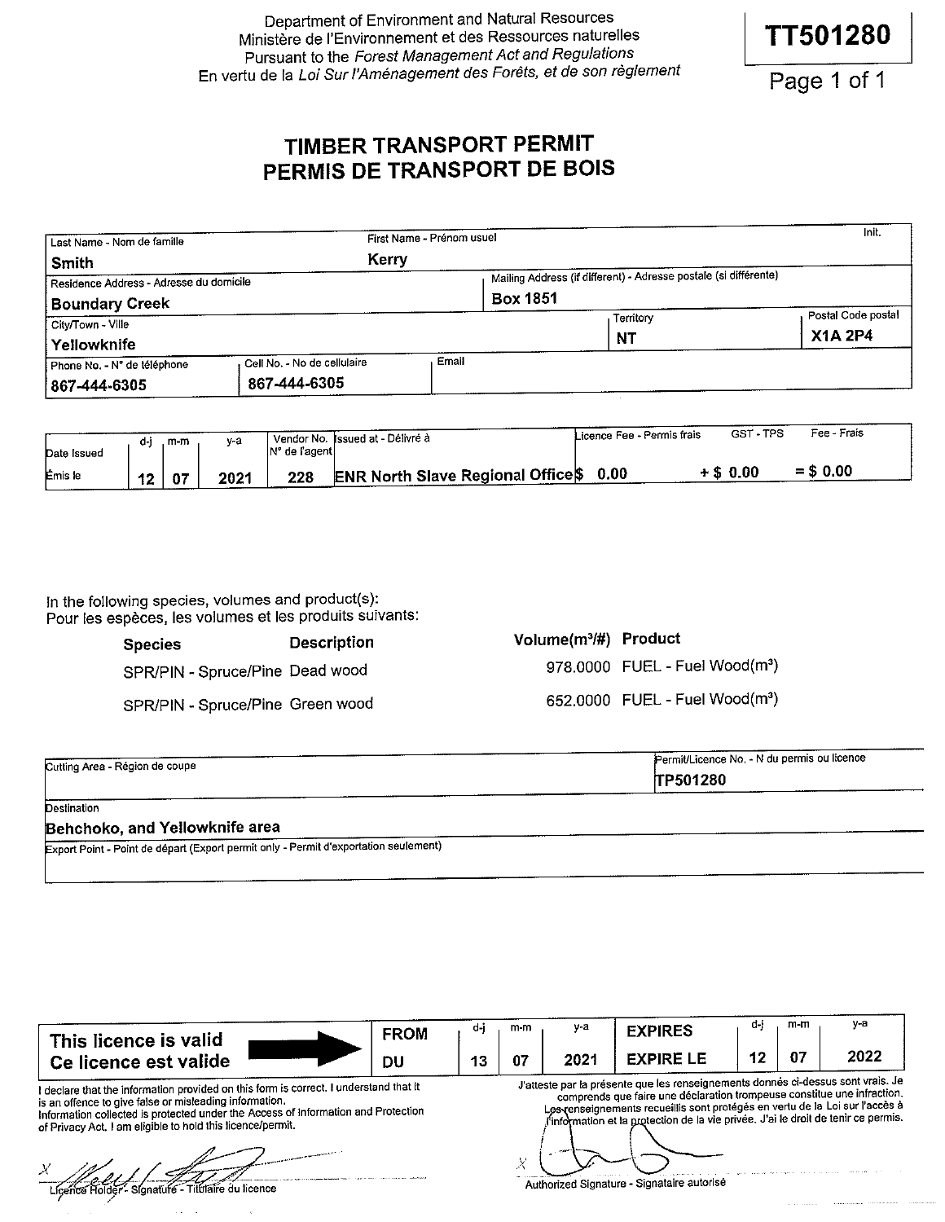Department of Environment and Natural Resources
Ministère de l'Environnement et des Ressources naturelles
Pursuant to the *Forest Management Act and Regulations*
En vertu de la *Loi Sur l'Aménagement des Forêts, et de son règlement*

**TT501280**

# TIMBER TRANSPORT PERMIT
# PERMIS DE TRANSPORT DE BOIS

| Last Name - Nom de famille | First Name - Prénom usuel | Init. |
|---|---|---|
| **Smith** | **Kerry** | |

| Residence Address - Adresse du domicile | Mailing Address (if different) - Adresse postale (si différente) |
|---|---|
| **Boundary Creek** | **Box 1851** |

| City/Town - Ville | Territory | Postal Code postal |
|---|---|---|
| **Yellowknife** | **NT** | **X1A 2P4** |

| Phone No. - N° de téléphone | Cell No. - No de cellulaire | Email |
|---|---|---|
| **867-444-6305** | **867-444-6305** | |

| Date Issued / Émis le | d-j | m-m | y-a | Vendor No. / N° de l'agent | Issued at - Délivré à | Licence Fee - Permis frais | GST - TPS | Fee - Frais |
|---|---|---|---|---|---|---|---|---|
| | **12** | **07** | **2021** | **228** | **ENR North Slave Regional Office** | **$ 0.00** | **+ $ 0.00** | **= $ 0.00** |

In the following species, volumes and product(s):
Pour les espèces, les volumes et les produits suivants:

| Species | Description | Volume(m³/#) | Product |
|---|---|---|---|
| SPR/PIN - Spruce/Pine | Dead wood | 978.0000 | FUEL - Fuel Wood(m³) |
| SPR/PIN - Spruce/Pine | Green wood | 652.0000 | FUEL - Fuel Wood(m³) |

| Cutting Area - Région de coupe | Permit/Licence No. - N du permis ou licence |
|---|---|
| | **TP501280** |

Destination
**Behchoko, and Yellowknife area**

Export Point - Point de départ (Export permit only - Permit d'exportation seulement)

| This licence is valid / Ce licence est valide | FROM / DU | d-j | m-m | y-a | EXPIRES / EXPIRE LE | d-j | m-m | y-a |
|---|---|---|---|---|---|---|---|---|
| | | **13** | **07** | **2021** | | **12** | **07** | **2022** |

I declare that the information provided on this form is correct. I understand that it is an offence to give false or misleading information. Information collected is protected under the Access of Information and Protection of Privacy Act. I am eligible to hold this licence/permit.

J'atteste par la présente que les renseignements donnés ci-dessus sont vrais. Je comprends que faire une déclaration trompeuse constitue une infraction. Les renseignements recueillis sont protégés en vertu de la Loi sur l'accès à l'information et la protection de la vie privée. J'ai le droit de tenir ce permis.

X ____________________
Licence Holder - Signature - Titulaire du licence

X ____________________
Authorized Signature - Signataire autorisé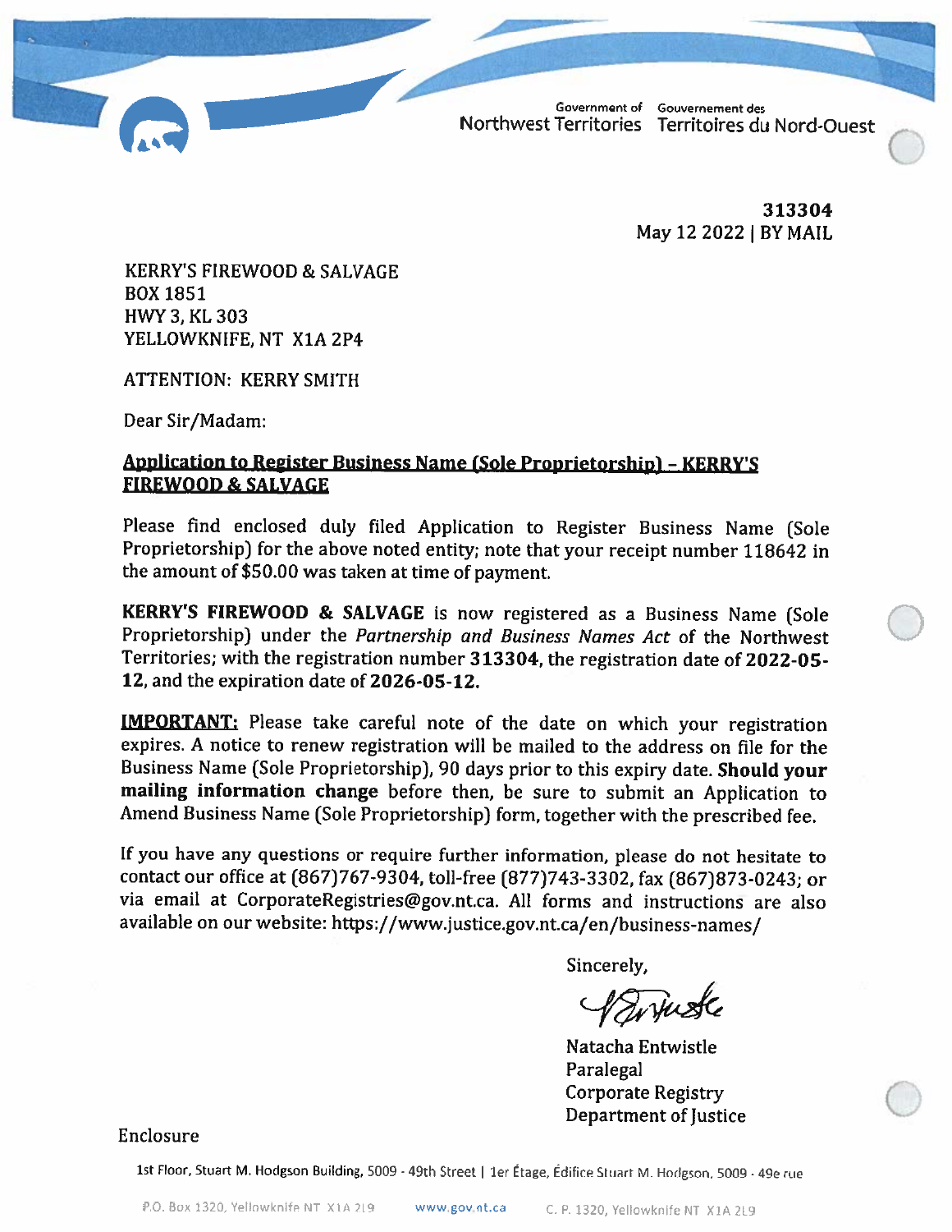Government of Northwest Territories | Gouvernement des Territoires du Nord-Ouest

**313304**
May 12 2022 | BY MAIL

KERRY'S FIREWOOD & SALVAGE
BOX 1851
HWY 3, KL 303
YELLOWKNIFE, NT X1A 2P4

ATTENTION: KERRY SMITH

Dear Sir/Madam:

**Application to Register Business Name (Sole Proprietorship) – KERRY'S FIREWOOD & SALVAGE**

Please find enclosed duly filed Application to Register Business Name (Sole Proprietorship) for the above noted entity; note that your receipt number 118642 in the amount of $50.00 was taken at time of payment.

**KERRY'S FIREWOOD & SALVAGE** is now registered as a Business Name (Sole Proprietorship) under the *Partnership and Business Names Act* of the Northwest Territories; with the registration number **313304**, the registration date of **2022-05-12**, and the expiration date of **2026-05-12.**

**IMPORTANT:** Please take careful note of the date on which your registration expires. A notice to renew registration will be mailed to the address on file for the Business Name (Sole Proprietorship), 90 days prior to this expiry date. **Should your mailing information change** before then, be sure to submit an Application to Amend Business Name (Sole Proprietorship) form, together with the prescribed fee.

If you have any questions or require further information, please do not hesitate to contact our office at (867)767-9304, toll-free (877)743-3302, fax (867)873-0243; or via email at CorporateRegistries@gov.nt.ca. All forms and instructions are also available on our website: https://www.justice.gov.nt.ca/en/business-names/

Sincerely,

Natacha Entwistle
Paralegal
Corporate Registry
Department of Justice

Enclosure

1st Floor, Stuart M. Hodgson Building, 5009 - 49th Street | 1er Étage, Édifice Stuart M. Hodgson, 5009 - 49e rue

P.O. Box 1320, Yellowknife NT X1A 2L9 | www.gov.nt.ca | C. P. 1320, Yellowknife NT X1A 2L9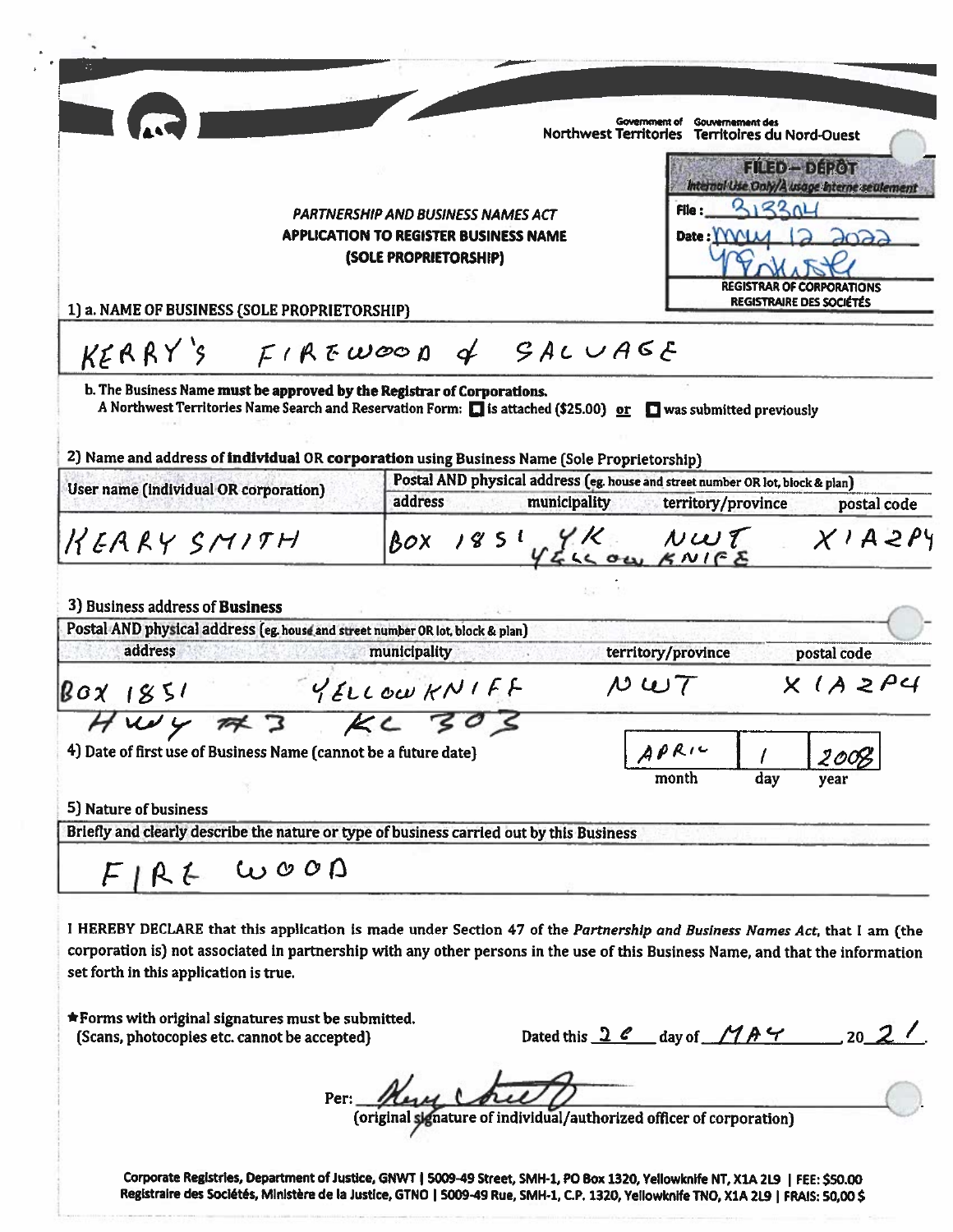Government of Northwest Territories / Gouvernement des Territoires du Nord-Ouest

**FILED – DÉPÔT**
*Internal Use Only/À usage interne seulement*
File: 313304
Date: May 12 2022
**REGISTRAR OF CORPORATIONS**
**REGISTRAIRE DES SOCIÉTÉS**

*PARTNERSHIP AND BUSINESS NAMES ACT*

**APPLICATION TO REGISTER BUSINESS NAME**

**(SOLE PROPRIETORSHIP)**

**1) a. NAME OF BUSINESS (SOLE PROPRIETORSHIP)**

KERRY'S FIREWOOD & SALVAGE

**b. The Business Name must be approved by the Registrar of Corporations.**
A Northwest Territories Name Search and Reservation Form: ☐ is attached ($25.00) or ☐ was submitted previously

**2) Name and address of individual OR corporation using Business Name (Sole Proprietorship)**

| User name (individual OR corporation) | Postal AND physical address (eg. house and street number OR lot, block & plan) address | municipality | territory/province | postal code |
|---|---|---|---|---|
| KERRY SMITH | BOX 1851 | YK YELLOWKNIFE | NWT | X1A2P4 |

**3) Business address of Business**

| Postal AND physical address (eg. house and street number OR lot, block & plan) address | municipality | territory/province | postal code |
|---|---|---|---|
| BOX 1851 HWY #3 KL 303 | YELLOWKNIFE | NWT | X1A2P4 |

**4) Date of first use of Business Name (cannot be a future date)**

| month | day | year |
|---|---|---|
| APRIL | 1 | 2008 |

**5) Nature of business**

Briefly and clearly describe the nature or type of business carried out by this Business

FIRE WOOD

I HEREBY DECLARE that this application is made under Section 47 of the *Partnership and Business Names Act*, that I am (the corporation is) not associated in partnership with any other persons in the use of this Business Name, and that the information set forth in this application is true.

★Forms with original signatures must be submitted.
(Scans, photocopies etc. cannot be accepted)

Dated this 26 day of MAY, 2021.

Per: [signature]
(original signature of individual/authorized officer of corporation)

**Corporate Registries, Department of Justice, GNWT | 5009-49 Street, SMH-1, PO Box 1320, Yellowknife NT, X1A 2L9 | FEE: $50.00**
**Registraire des Sociétés, Ministère de la Justice, GTNO | 5009-49 Rue, SMH-1, C.P. 1320, Yellowknife TNO, X1A 2L9 | FRAIS: 50,00 $**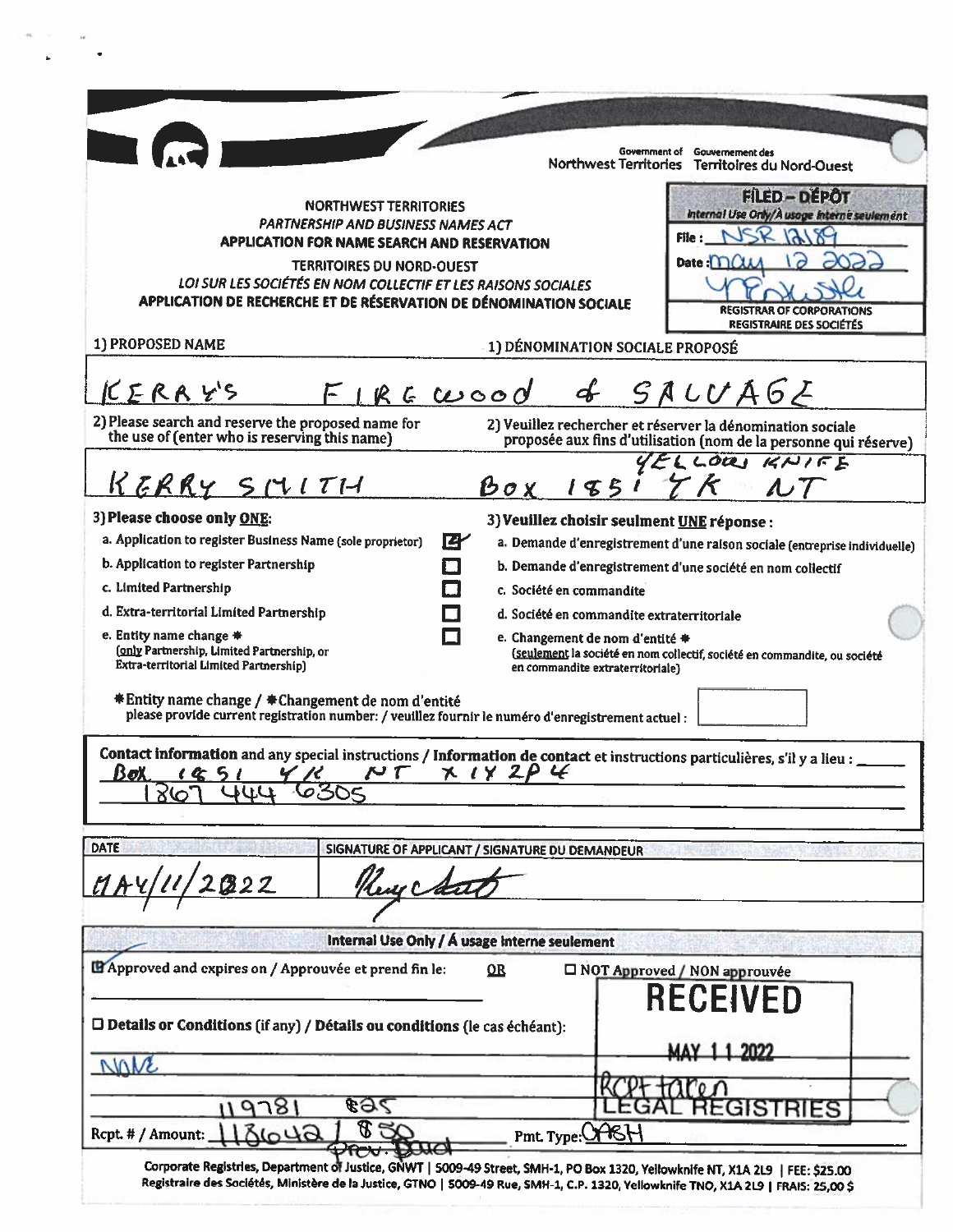Government of Northwest Territories Gouvernement des Territoires du Nord-Ouest

**FILED – DÉPÔT**
*Internal Use Only/À usage interne seulement*
File : NSR 12189
Date : May 12 2022
REGISTRAR OF CORPORATIONS
REGISTRAIRE DES SOCIÉTÉS

**NORTHWEST TERRITORIES**
*PARTNERSHIP AND BUSINESS NAMES ACT*
**APPLICATION FOR NAME SEARCH AND RESERVATION**

**TERRITOIRES DU NORD-OUEST**
*LOI SUR LES SOCIÉTÉS EN NOM COLLECTIF ET LES RAISONS SOCIALES*
**APPLICATION DE RECHERCHE ET DE RÉSERVATION DE DÉNOMINATION SOCIALE**

**1) PROPOSED NAME** / **1) DÉNOMINATION SOCIALE PROPOSÉ**

KERRY'S FIREWOOD & SALVAGE

**2) Please search and reserve the proposed name for the use of (enter who is reserving this name)** / **2) Veuillez rechercher et réserver la dénomination sociale proposée aux fins d'utilisation (nom de la personne qui réserve)**

KERRY SMITH BOX 1851 YK NT YELLOWKNIFE

**3) Please choose only ONE:** / **3) Veuillez choisir seulement UNE réponse :**

- ☑ a. Application to register Business Name (sole proprietor) / a. Demande d'enregistrement d'une raison sociale (entreprise individuelle)
- ☐ b. Application to register Partnership / b. Demande d'enregistrement d'une société en nom collectif
- ☐ c. Limited Partnership / c. Société en commandite
- ☐ d. Extra-territorial Limited Partnership / d. Société en commandite extraterritoriale
- ☐ e. Entity name change ✱ (only Partnership, Limited Partnership, or Extra-territorial Limited Partnership) / e. Changement de nom d'entité ✱ (seulement la société en nom collectif, société en commandite, ou société en commandite extraterritoriale)

✱Entity name change / ✱Changement de nom d'entité
please provide current registration number: / veuillez fournir le numéro d'enregistrement actuel :

**Contact information** and any special instructions / **Information de contact** et instructions particulières, s'il y a lieu :

Box 1851 YK NT X1Y 2P4
1867 444 6305

| DATE | SIGNATURE OF APPLICANT / SIGNATURE DU DEMANDEUR |
| --- | --- |
| MAY/11/2022 | [signature] |

**Internal Use Only / Á usage interne seulement**

☑ Approved and expires on / Approuvée et prend fin le: **OR** ☐ NOT Approved / NON approuvée

☐ **Details or Conditions** (if any) / **Détails ou conditions** (le cas échéant):

NONE

RECEIVED
MAY 11 2022
Rcpt taken
LEGAL REGISTRIES

119781 $25
Rcpt. # / Amount: 118642 / $50 Prov. Dard Pmt. Type: CASH

Corporate Registries, Department of Justice, GNWT | 5009-49 Street, SMH-1, PO Box 1320, Yellowknife NT, X1A 2L9 | FEE: $25.00
Registraire des Sociétés, Ministère de la Justice, GTNO | 5009-49 Rue, SMH-1, C.P. 1320, Yellowknife TNO, X1A 2L9 | FRAIS: 25,00 $